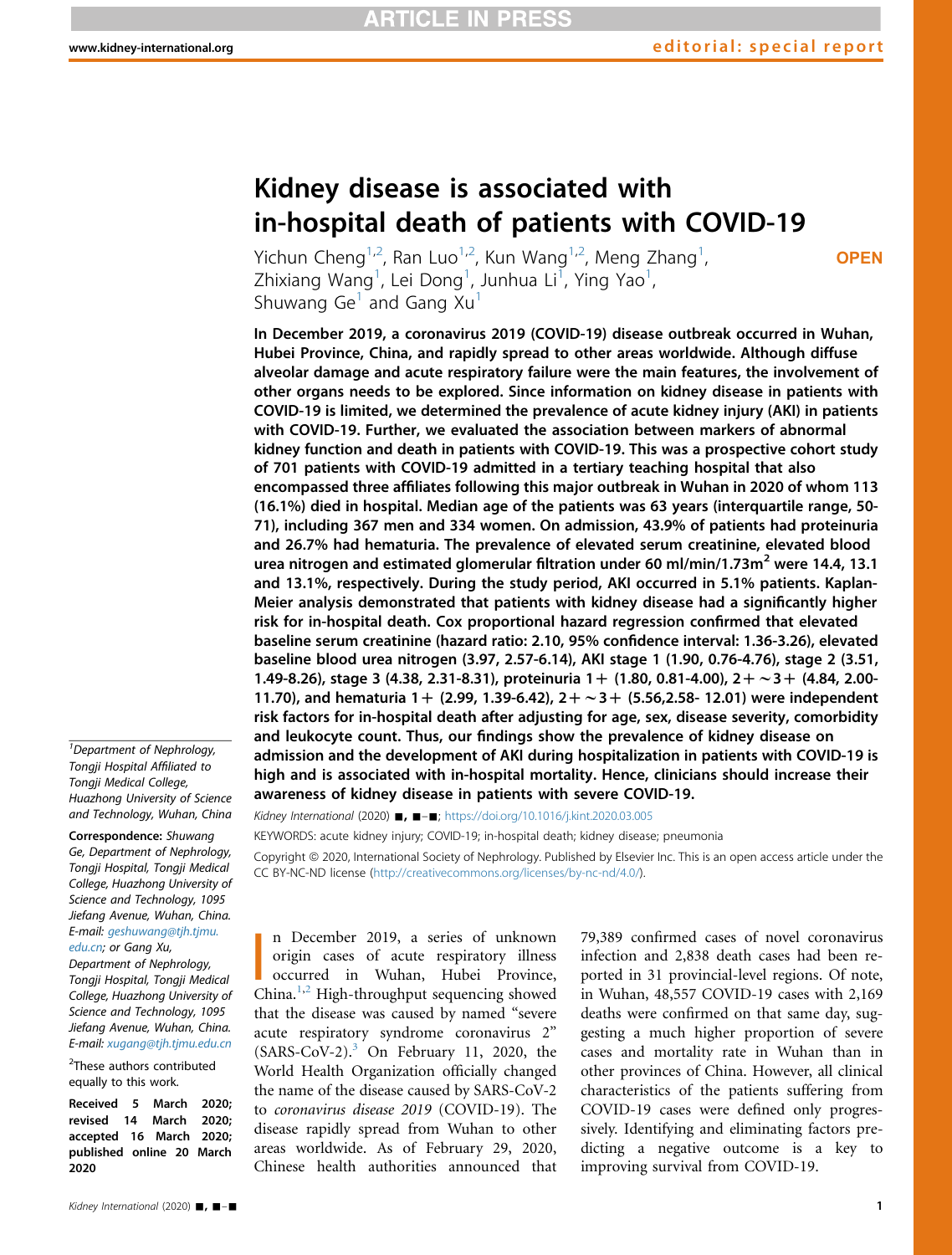# Kidney disease is associated with in-hospital death of patients with COVID-19

Yichun Cheng[1,2], Ran Luo[1,2], Kun Wang[1,2], Meng Zhang[1], Zhixiang Wang[1], Lei Dong[1], Junhua Li[1], Ying Yao[1], Shuwang Ge[1] and Gang Xu[1]

OPEN

**In December 2019, a coronavirus 2019 (COVID-19) disease outbreak occurred in Wuhan, Hubei Province, China, and rapidly spread to other areas worldwide. Although diffuse alveolar damage and acute respiratory failure were the main features, the involvement of other organs needs to be explored. Since information on kidney disease in patients with COVID-19 is limited, we determined the prevalence of acute kidney injury (AKI) in patients with COVID-19. Further, we evaluated the association between markers of abnormal kidney function and death in patients with COVID-19. This was a prospective cohort study of 701 patients with COVID-19 admitted in a tertiary teaching hospital that also encompassed three affiliates following this major outbreak in Wuhan in 2020 of whom 113 (16.1%) died in hospital. Median age of the patients was 63 years (interquartile range, 50-71), including 367 men and 334 women. On admission, 43.9% of patients had proteinuria and 26.7% had hematuria. The prevalence of elevated serum creatinine, elevated blood urea nitrogen and estimated glomerular filtration under 60 ml/min/1.73m$^2$ were 14.4, 13.1 and 13.1%, respectively. During the study period, AKI occurred in 5.1% patients. Kaplan-Meier analysis demonstrated that patients with kidney disease had a significantly higher risk for in-hospital death. Cox proportional hazard regression confirmed that elevated baseline serum creatinine (hazard ratio: 2.10, 95% confidence interval: 1.36-3.26), elevated baseline blood urea nitrogen (3.97, 2.57-6.14), AKI stage 1 (1.90, 0.76-4.76), stage 2 (3.51, 1.49-8.26), stage 3 (4.38, 2.31-8.31), proteinuria 1+ (1.80, 0.81-4.00), 2+ ~3+ (4.84, 2.00-11.70), and hematuria 1+ (2.99, 1.39-6.42), 2+ ~3+ (5.56,2.58- 12.01) were independent risk factors for in-hospital death after adjusting for age, sex, disease severity, comorbidity and leukocyte count. Thus, our findings show the prevalence of kidney disease on admission and the development of AKI during hospitalization in patients with COVID-19 is high and is associated with in-hospital mortality. Hence, clinicians should increase their awareness of kidney disease in patients with severe COVID-19.**

*Kidney International* (2020) ■, ■–■; https://doi.org/10.1016/j.kint.2020.03.005

KEYWORDS: acute kidney injury; COVID-19; in-hospital death; kidney disease; pneumonia

Copyright © 2020, International Society of Nephrology. Published by Elsevier Inc. This is an open access article under the CC BY-NC-ND license (http://creativecommons.org/licenses/by-nc-nd/4.0/).

[1]Department of Nephrology, Tongji Hospital Affiliated to Tongji Medical College, Huazhong University of Science and Technology, Wuhan, China

**Correspondence:** *Shuwang Ge, Department of Nephrology, Tongji Hospital, Tongji Medical College, Huazhong University of Science and Technology, 1095 Jiefang Avenue, Wuhan, China. E-mail: geshuwang@tjh.tjmu.edu.cn; or Gang Xu, Department of Nephrology, Tongji Hospital, Tongji Medical College, Huazhong University of Science and Technology, 1095 Jiefang Avenue, Wuhan, China. E-mail: xugang@tjh.tjmu.edu.cn*

[2]These authors contributed equally to this work.

**Received 5 March 2020; revised 14 March 2020; accepted 16 March 2020; published online 20 March 2020**

In December 2019, a series of unknown origin cases of acute respiratory illness occurred in Wuhan, Hubei Province, China.[1,2] High-throughput sequencing showed that the disease was caused by named "severe acute respiratory syndrome coronavirus 2" (SARS-CoV-2).[3] On February 11, 2020, the World Health Organization officially changed the name of the disease caused by SARS-CoV-2 to *coronavirus disease 2019* (COVID-19). The disease rapidly spread from Wuhan to other areas worldwide. As of February 29, 2020, Chinese health authorities announced that 79,389 confirmed cases of novel coronavirus infection and 2,838 death cases had been reported in 31 provincial-level regions. Of note, in Wuhan, 48,557 COVID-19 cases with 2,169 deaths were confirmed on that same day, suggesting a much higher proportion of severe cases and mortality rate in Wuhan than in other provinces of China. However, all clinical characteristics of the patients suffering from COVID-19 cases were defined only progressively. Identifying and eliminating factors predicting a negative outcome is a key to improving survival from COVID-19.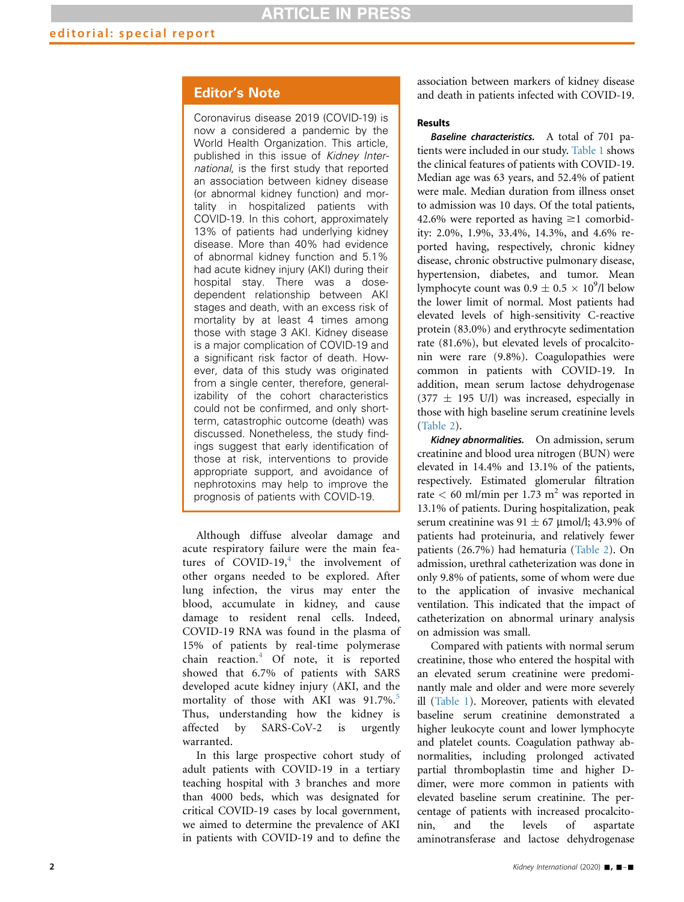## Editor's Note

Coronavirus disease 2019 (COVID-19) is now a considered a pandemic by the World Health Organization. This article, published in this issue of *Kidney International*, is the first study that reported an association between kidney disease (or abnormal kidney function) and mortality in hospitalized patients with COVID-19. In this cohort, approximately 13% of patients had underlying kidney disease. More than 40% had evidence of abnormal kidney function and 5.1% had acute kidney injury (AKI) during their hospital stay. There was a dose-dependent relationship between AKI stages and death, with an excess risk of mortality by at least 4 times among those with stage 3 AKI. Kidney disease is a major complication of COVID-19 and a significant risk factor of death. However, data of this study was originated from a single center, therefore, generalizability of the cohort characteristics could not be confirmed, and only short-term, catastrophic outcome (death) was discussed. Nonetheless, the study findings suggest that early identification of those at risk, interventions to provide appropriate support, and avoidance of nephrotoxins may help to improve the prognosis of patients with COVID-19.

Although diffuse alveolar damage and acute respiratory failure were the main features of COVID-19,[4] the involvement of other organs needed to be explored. After lung infection, the virus may enter the blood, accumulate in kidney, and cause damage to resident renal cells. Indeed, COVID-19 RNA was found in the plasma of 15% of patients by real-time polymerase chain reaction.[4] Of note, it is reported showed that 6.7% of patients with SARS developed acute kidney injury (AKI, and the mortality of those with AKI was 91.7%.[5] Thus, understanding how the kidney is affected by SARS-CoV-2 is urgently warranted.

In this large prospective cohort study of adult patients with COVID-19 in a tertiary teaching hospital with 3 branches and more than 4000 beds, which was designated for critical COVID-19 cases by local government, we aimed to determine the prevalence of AKI in patients with COVID-19 and to define the association between markers of kidney disease and death in patients infected with COVID-19.

### Results

***Baseline characteristics.*** A total of 701 patients were included in our study. Table 1 shows the clinical features of patients with COVID-19. Median age was 63 years, and 52.4% of patient were male. Median duration from illness onset to admission was 10 days. Of the total patients, 42.6% were reported as having ≥1 comorbidity: 2.0%, 1.9%, 33.4%, 14.3%, and 4.6% reported having, respectively, chronic kidney disease, chronic obstructive pulmonary disease, hypertension, diabetes, and tumor. Mean lymphocyte count was $0.9 \pm 0.5 \times 10^9$/l below the lower limit of normal. Most patients had elevated levels of high-sensitivity C-reactive protein (83.0%) and erythrocyte sedimentation rate (81.6%), but elevated levels of procalcitonin were rare (9.8%). Coagulopathies were common in patients with COVID-19. In addition, mean serum lactose dehydrogenase ($377 \pm 195$ U/l) was increased, especially in those with high baseline serum creatinine levels (Table 2).

***Kidney abnormalities.*** On admission, serum creatinine and blood urea nitrogen (BUN) were elevated in 14.4% and 13.1% of the patients, respectively. Estimated glomerular filtration rate < 60 ml/min per 1.73 $m^2$ was reported in 13.1% of patients. During hospitalization, peak serum creatinine was $91 \pm 67$ μmol/l; 43.9% of patients had proteinuria, and relatively fewer patients (26.7%) had hematuria (Table 2). On admission, urethral catheterization was done in only 9.8% of patients, some of whom were due to the application of invasive mechanical ventilation. This indicated that the impact of catheterization on abnormal urinary analysis on admission was small.

Compared with patients with normal serum creatinine, those who entered the hospital with an elevated serum creatinine were predominantly male and older and were more severely ill (Table 1). Moreover, patients with elevated baseline serum creatinine demonstrated a higher leukocyte count and lower lymphocyte and platelet counts. Coagulation pathway abnormalities, including prolonged activated partial thromboplastin time and higher D-dimer, were more common in patients with elevated baseline serum creatinine. The percentage of patients with increased procalcitonin, and the levels of aspartate aminotransferase and lactose dehydrogenase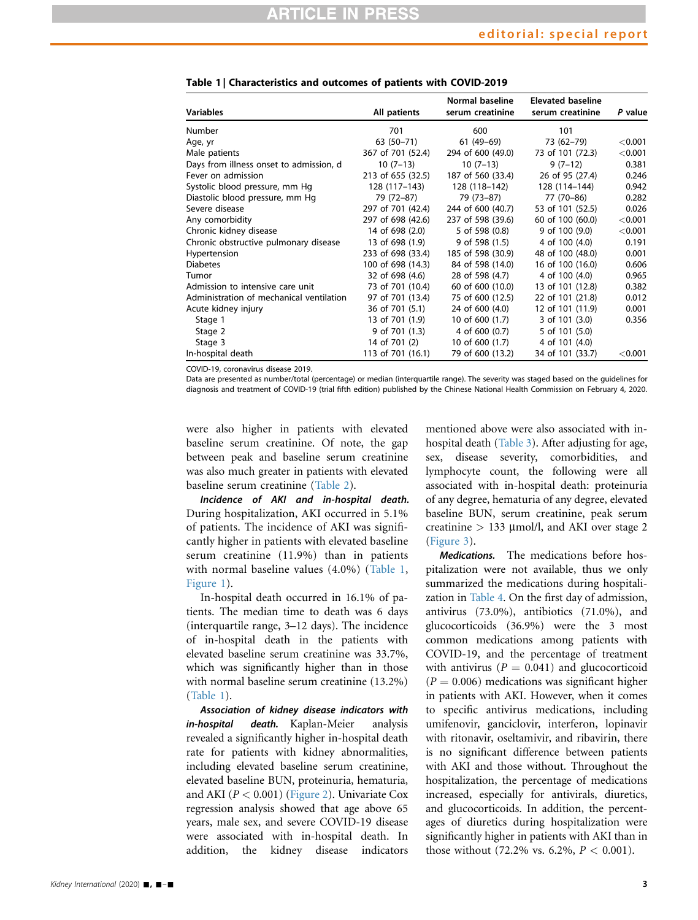**Table 1 | Characteristics and outcomes of patients with COVID-2019**

| Variables | All patients | Normal baseline serum creatinine | Elevated baseline serum creatinine | *P* value |
|---|---|---|---|---|
| Number | 701 | 600 | 101 | |
| Age, yr | 63 (50–71) | 61 (49–69) | 73 (62–79) | <0.001 |
| Male patients | 367 of 701 (52.4) | 294 of 600 (49.0) | 73 of 101 (72.3) | <0.001 |
| Days from illness onset to admission, d | 10 (7–13) | 10 (7–13) | 9 (7–12) | 0.381 |
| Fever on admission | 213 of 655 (32.5) | 187 of 560 (33.4) | 26 of 95 (27.4) | 0.246 |
| Systolic blood pressure, mm Hg | 128 (117–143) | 128 (118–142) | 128 (114–144) | 0.942 |
| Diastolic blood pressure, mm Hg | 79 (72–87) | 79 (73–87) | 77 (70–86) | 0.282 |
| Severe disease | 297 of 701 (42.4) | 244 of 600 (40.7) | 53 of 101 (52.5) | 0.026 |
| Any comorbidity | 297 of 698 (42.6) | 237 of 598 (39.6) | 60 of 100 (60.0) | <0.001 |
| Chronic kidney disease | 14 of 698 (2.0) | 5 of 598 (0.8) | 9 of 100 (9.0) | <0.001 |
| Chronic obstructive pulmonary disease | 13 of 698 (1.9) | 9 of 598 (1.5) | 4 of 100 (4.0) | 0.191 |
| Hypertension | 233 of 698 (33.4) | 185 of 598 (30.9) | 48 of 100 (48.0) | 0.001 |
| Diabetes | 100 of 698 (14.3) | 84 of 598 (14.0) | 16 of 100 (16.0) | 0.606 |
| Tumor | 32 of 698 (4.6) | 28 of 598 (4.7) | 4 of 100 (4.0) | 0.965 |
| Admission to intensive care unit | 73 of 701 (10.4) | 60 of 600 (10.0) | 13 of 101 (12.8) | 0.382 |
| Administration of mechanical ventilation | 97 of 701 (13.4) | 75 of 600 (12.5) | 22 of 101 (21.8) | 0.012 |
| Acute kidney injury | 36 of 701 (5.1) | 24 of 600 (4.0) | 12 of 101 (11.9) | 0.001 |
| Stage 1 | 13 of 701 (1.9) | 10 of 600 (1.7) | 3 of 101 (3.0) | 0.356 |
| Stage 2 | 9 of 701 (1.3) | 4 of 600 (0.7) | 5 of 101 (5.0) | |
| Stage 3 | 14 of 701 (2) | 10 of 600 (1.7) | 4 of 101 (4.0) | |
| In-hospital death | 113 of 701 (16.1) | 79 of 600 (13.2) | 34 of 101 (33.7) | <0.001 |

COVID-19, coronavirus disease 2019.

Data are presented as number/total (percentage) or median (interquartile range). The severity was staged based on the guidelines for diagnosis and treatment of COVID-19 (trial fifth edition) published by the Chinese National Health Commission on February 4, 2020.

were also higher in patients with elevated baseline serum creatinine. Of note, the gap between peak and baseline serum creatinine was also much greater in patients with elevated baseline serum creatinine (Table 2).

***Incidence of AKI and in-hospital death.*** During hospitalization, AKI occurred in 5.1% of patients. The incidence of AKI was significantly higher in patients with elevated baseline serum creatinine (11.9%) than in patients with normal baseline values (4.0%) (Table 1, Figure 1).

In-hospital death occurred in 16.1% of patients. The median time to death was 6 days (interquartile range, 3–12 days). The incidence of in-hospital death in the patients with elevated baseline serum creatinine was 33.7%, which was significantly higher than in those with normal baseline serum creatinine (13.2%) (Table 1).

***Association of kidney disease indicators with in-hospital death.*** Kaplan-Meier analysis revealed a significantly higher in-hospital death rate for patients with kidney abnormalities, including elevated baseline serum creatinine, elevated baseline BUN, proteinuria, hematuria, and AKI ($P < 0.001$) (Figure 2). Univariate Cox regression analysis showed that age above 65 years, male sex, and severe COVID-19 disease were associated with in-hospital death. In addition, the kidney disease indicators mentioned above were also associated with in-hospital death (Table 3). After adjusting for age, sex, disease severity, comorbidities, and lymphocyte count, the following were all associated with in-hospital death: proteinuria of any degree, hematuria of any degree, elevated baseline BUN, serum creatinine, peak serum creatinine > 133 μmol/l, and AKI over stage 2 (Figure 3).

***Medications.*** The medications before hospitalization were not available, thus we only summarized the medications during hospitalization in Table 4. On the first day of admission, antivirus (73.0%), antibiotics (71.0%), and glucocorticoids (36.9%) were the 3 most common medications among patients with COVID-19, and the percentage of treatment with antivirus ($P = 0.041$) and glucocorticoid ($P = 0.006$) medications was significant higher in patients with AKI. However, when it comes to specific antivirus medications, including umifenovir, ganciclovir, interferon, lopinavir with ritonavir, oseltamivir, and ribavirin, there is no significant difference between patients with AKI and those without. Throughout the hospitalization, the percentage of medications increased, especially for antivirals, diuretics, and glucocorticoids. In addition, the percentages of diuretics during hospitalization were significantly higher in patients with AKI than in those without (72.2% vs. 6.2%, $P < 0.001$).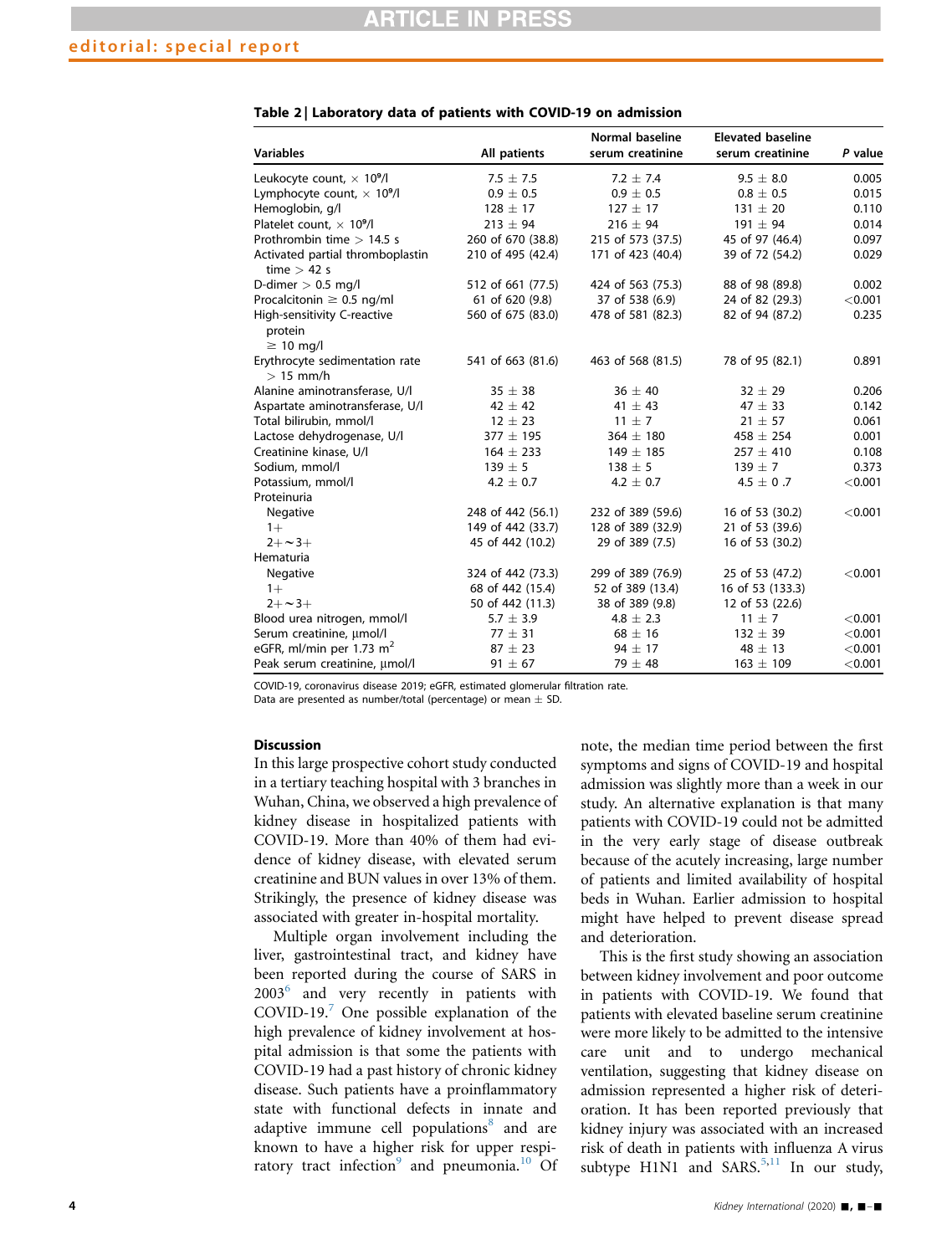**Table 2 | Laboratory data of patients with COVID-19 on admission**

| Variables | All patients | Normal baseline serum creatinine | Elevated baseline serum creatinine | *P* value |
|---|---|---|---|---|
| Leukocyte count, × $10^9$/l | 7.5 ± 7.5 | 7.2 ± 7.4 | 9.5 ± 8.0 | 0.005 |
| Lymphocyte count, × $10^9$/l | 0.9 ± 0.5 | 0.9 ± 0.5 | 0.8 ± 0.5 | 0.015 |
| Hemoglobin, g/l | 128 ± 17 | 127 ± 17 | 131 ± 20 | 0.110 |
| Platelet count, × $10^9$/l | 213 ± 94 | 216 ± 94 | 191 ± 94 | 0.014 |
| Prothrombin time > 14.5 s | 260 of 670 (38.8) | 215 of 573 (37.5) | 45 of 97 (46.4) | 0.097 |
| Activated partial thromboplastin time > 42 s | 210 of 495 (42.4) | 171 of 423 (40.4) | 39 of 72 (54.2) | 0.029 |
| D-dimer > 0.5 mg/l | 512 of 661 (77.5) | 424 of 563 (75.3) | 88 of 98 (89.8) | 0.002 |
| Procalcitonin ≥ 0.5 ng/ml | 61 of 620 (9.8) | 37 of 538 (6.9) | 24 of 82 (29.3) | <0.001 |
| High-sensitivity C-reactive protein ≥ 10 mg/l | 560 of 675 (83.0) | 478 of 581 (82.3) | 82 of 94 (87.2) | 0.235 |
| Erythrocyte sedimentation rate > 15 mm/h | 541 of 663 (81.6) | 463 of 568 (81.5) | 78 of 95 (82.1) | 0.891 |
| Alanine aminotransferase, U/l | 35 ± 38 | 36 ± 40 | 32 ± 29 | 0.206 |
| Aspartate aminotransferase, U/l | 42 ± 42 | 41 ± 43 | 47 ± 33 | 0.142 |
| Total bilirubin, mmol/l | 12 ± 23 | 11 ± 7 | 21 ± 57 | 0.061 |
| Lactose dehydrogenase, U/l | 377 ± 195 | 364 ± 180 | 458 ± 254 | 0.001 |
| Creatinine kinase, U/l | 164 ± 233 | 149 ± 185 | 257 ± 410 | 0.108 |
| Sodium, mmol/l | 139 ± 5 | 138 ± 5 | 139 ± 7 | 0.373 |
| Potassium, mmol/l | 4.2 ± 0.7 | 4.2 ± 0.7 | 4.5 ± 0 .7 | <0.001 |
| Proteinuria | | | | |
| Negative | 248 of 442 (56.1) | 232 of 389 (59.6) | 16 of 53 (30.2) | <0.001 |
| 1+ | 149 of 442 (33.7) | 128 of 389 (32.9) | 21 of 53 (39.6) | |
| 2+∼3+ | 45 of 442 (10.2) | 29 of 389 (7.5) | 16 of 53 (30.2) | |
| Hematuria | | | | |
| Negative | 324 of 442 (73.3) | 299 of 389 (76.9) | 25 of 53 (47.2) | <0.001 |
| 1+ | 68 of 442 (15.4) | 52 of 389 (13.4) | 16 of 53 (133.3) | |
| 2+∼3+ | 50 of 442 (11.3) | 38 of 389 (9.8) | 12 of 53 (22.6) | |
| Blood urea nitrogen, mmol/l | 5.7 ± 3.9 | 4.8 ± 2.3 | 11 ± 7 | <0.001 |
| Serum creatinine, μmol/l | 77 ± 31 | 68 ± 16 | 132 ± 39 | <0.001 |
| eGFR, ml/min per 1.73 $m^2$ | 87 ± 23 | 94 ± 17 | 48 ± 13 | <0.001 |
| Peak serum creatinine, μmol/l | 91 ± 67 | 79 ± 48 | 163 ± 109 | <0.001 |

COVID-19, coronavirus disease 2019; eGFR, estimated glomerular filtration rate.
Data are presented as number/total (percentage) or mean ± SD.

### Discussion

In this large prospective cohort study conducted in a tertiary teaching hospital with 3 branches in Wuhan, China, we observed a high prevalence of kidney disease in hospitalized patients with COVID-19. More than 40% of them had evidence of kidney disease, with elevated serum creatinine and BUN values in over 13% of them. Strikingly, the presence of kidney disease was associated with greater in-hospital mortality.

Multiple organ involvement including the liver, gastrointestinal tract, and kidney have been reported during the course of SARS in 2003[6] and very recently in patients with COVID-19.[7] One possible explanation of the high prevalence of kidney involvement at hospital admission is that some the patients with COVID-19 had a past history of chronic kidney disease. Such patients have a proinflammatory state with functional defects in innate and adaptive immune cell populations[8] and are known to have a higher risk for upper respiratory tract infection[9] and pneumonia.[10] Of note, the median time period between the first symptoms and signs of COVID-19 and hospital admission was slightly more than a week in our study. An alternative explanation is that many patients with COVID-19 could not be admitted in the very early stage of disease outbreak because of the acutely increasing, large number of patients and limited availability of hospital beds in Wuhan. Earlier admission to hospital might have helped to prevent disease spread and deterioration.

This is the first study showing an association between kidney involvement and poor outcome in patients with COVID-19. We found that patients with elevated baseline serum creatinine were more likely to be admitted to the intensive care unit and to undergo mechanical ventilation, suggesting that kidney disease on admission represented a higher risk of deterioration. It has been reported previously that kidney injury was associated with an increased risk of death in patients with influenza A virus subtype H1N1 and SARS.[5,11] In our study,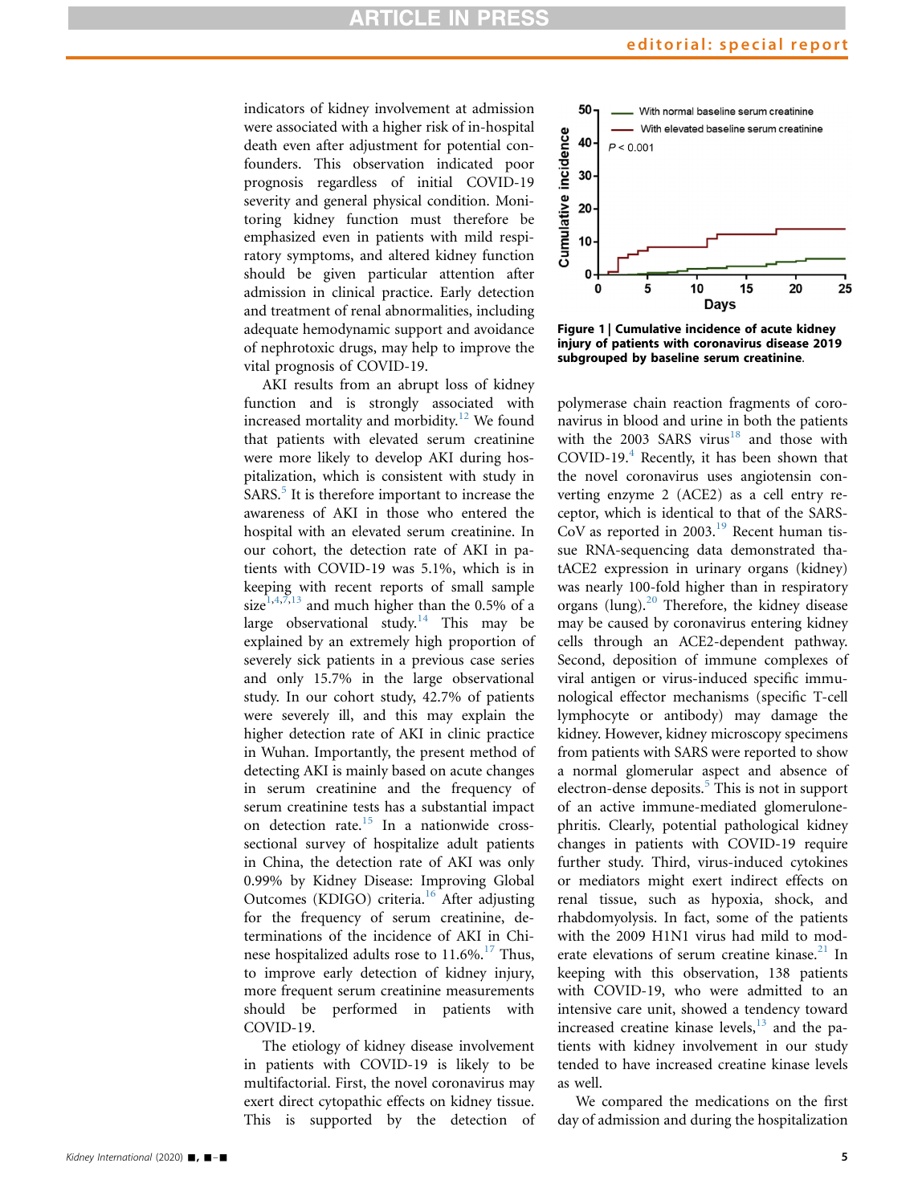indicators of kidney involvement at admission were associated with a higher risk of in-hospital death even after adjustment for potential confounders. This observation indicated poor prognosis regardless of initial COVID-19 severity and general physical condition. Monitoring kidney function must therefore be emphasized even in patients with mild respiratory symptoms, and altered kidney function should be given particular attention after admission in clinical practice. Early detection and treatment of renal abnormalities, including adequate hemodynamic support and avoidance of nephrotoxic drugs, may help to improve the vital prognosis of COVID-19.

AKI results from an abrupt loss of kidney function and is strongly associated with increased mortality and morbidity.[12] We found that patients with elevated serum creatinine were more likely to develop AKI during hospitalization, which is consistent with study in SARS.[5] It is therefore important to increase the awareness of AKI in those who entered the hospital with an elevated serum creatinine. In our cohort, the detection rate of AKI in patients with COVID-19 was 5.1%, which is in keeping with recent reports of small sample size[1,4,7,13] and much higher than the 0.5% of a large observational study.[14] This may be explained by an extremely high proportion of severely sick patients in a previous case series and only 15.7% in the large observational study. In our cohort study, 42.7% of patients were severely ill, and this may explain the higher detection rate of AKI in clinic practice in Wuhan. Importantly, the present method of detecting AKI is mainly based on acute changes in serum creatinine and the frequency of serum creatinine tests has a substantial impact on detection rate.[15] In a nationwide cross-sectional survey of hospitalize adult patients in China, the detection rate of AKI was only 0.99% by Kidney Disease: Improving Global Outcomes (KDIGO) criteria.[16] After adjusting for the frequency of serum creatinine, determinations of the incidence of AKI in Chinese hospitalized adults rose to 11.6%.[17] Thus, to improve early detection of kidney injury, more frequent serum creatinine measurements should be performed in patients with COVID-19.

The etiology of kidney disease involvement in patients with COVID-19 is likely to be multifactorial. First, the novel coronavirus may exert direct cytopathic effects on kidney tissue. This is supported by the detection of polymerase chain reaction fragments of coronavirus in blood and urine in both the patients with the 2003 SARS virus[18] and those with COVID-19.[4] Recently, it has been shown that the novel coronavirus uses angiotensin converting enzyme 2 (ACE2) as a cell entry receptor, which is identical to that of the SARS-CoV as reported in 2003.[19] Recent human tissue RNA-sequencing data demonstrated thatACE2 expression in urinary organs (kidney) was nearly 100-fold higher than in respiratory organs (lung).[20] Therefore, the kidney disease may be caused by coronavirus entering kidney cells through an ACE2-dependent pathway. Second, deposition of immune complexes of viral antigen or virus-induced specific immunological effector mechanisms (specific T-cell lymphocyte or antibody) may damage the kidney. However, kidney microscopy specimens from patients with SARS were reported to show a normal glomerular aspect and absence of electron-dense deposits.[5] This is not in support of an active immune-mediated glomerulonephritis. Clearly, potential pathological kidney changes in patients with COVID-19 require further study. Third, virus-induced cytokines or mediators might exert indirect effects on renal tissue, such as hypoxia, shock, and rhabdomyolysis. In fact, some of the patients with the 2009 H1N1 virus had mild to moderate elevations of serum creatine kinase.[21] In keeping with this observation, 138 patients with COVID-19, who were admitted to an intensive care unit, showed a tendency toward increased creatine kinase levels,[13] and the patients with kidney involvement in our study tended to have increased creatine kinase levels as well.

We compared the medications on the first day of admission and during the hospitalization

**Figure 1 | Cumulative incidence of acute kidney injury of patients with coronavirus disease 2019 subgrouped by baseline serum creatinine.**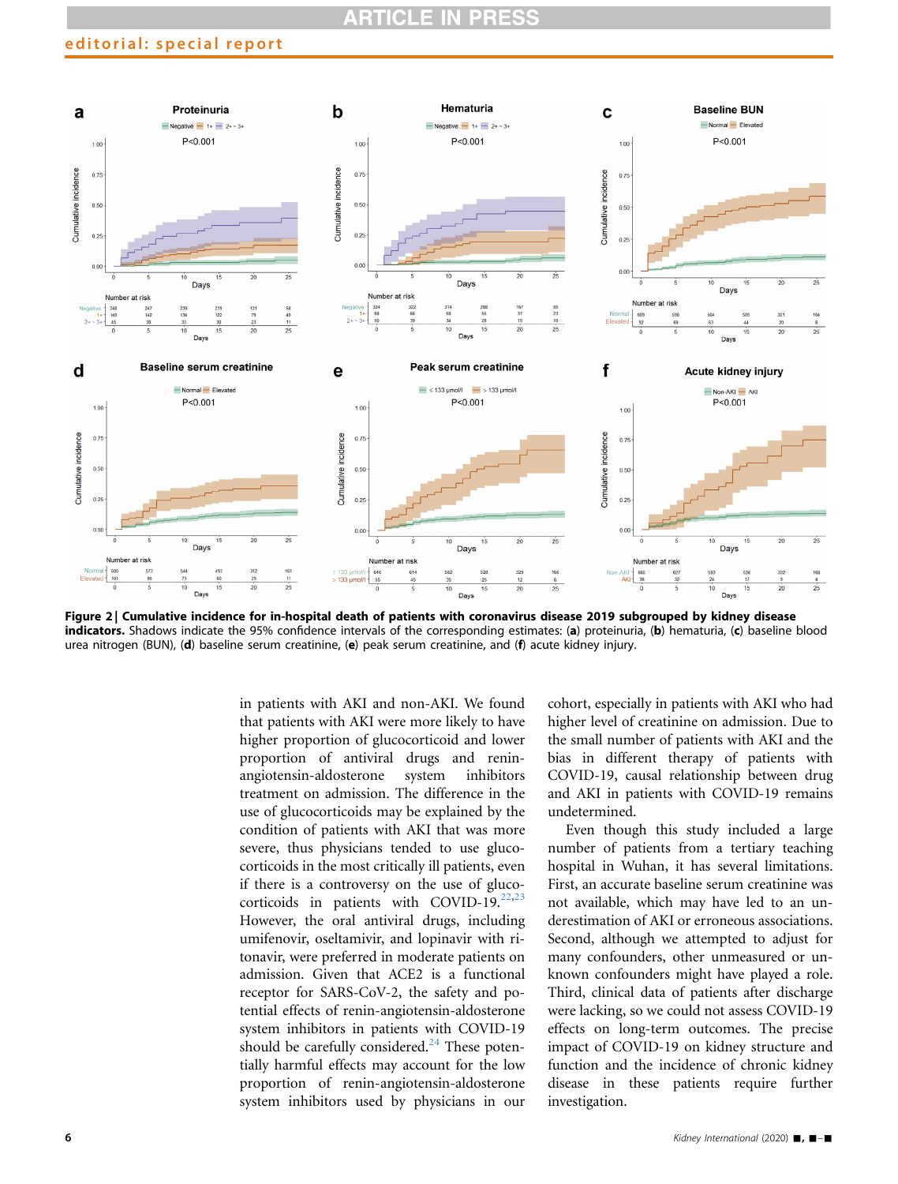**Figure 2 | Cumulative incidence for in-hospital death of patients with coronavirus disease 2019 subgrouped by kidney disease indicators.** Shadows indicate the 95% confidence intervals of the corresponding estimates: (**a**) proteinuria, (**b**) hematuria, (**c**) baseline blood urea nitrogen (BUN), (**d**) baseline serum creatinine, (**e**) peak serum creatinine, and (**f**) acute kidney injury.

in patients with AKI and non-AKI. We found that patients with AKI were more likely to have higher proportion of glucocorticoid and lower proportion of antiviral drugs and renin-angiotensin-aldosterone system inhibitors treatment on admission. The difference in the use of glucocorticoids may be explained by the condition of patients with AKI that was more severe, thus physicians tended to use glucocorticoids in the most critically ill patients, even if there is a controversy on the use of glucocorticoids in patients with COVID-19.[22,23] However, the oral antiviral drugs, including umifenovir, oseltamivir, and lopinavir with ritonavir, were preferred in moderate patients on admission. Given that ACE2 is a functional receptor for SARS-CoV-2, the safety and potential effects of renin-angiotensin-aldosterone system inhibitors in patients with COVID-19 should be carefully considered.[24] These potentially harmful effects may account for the low proportion of renin-angiotensin-aldosterone system inhibitors used by physicians in our cohort, especially in patients with AKI who had higher level of creatinine on admission. Due to the small number of patients with AKI and the bias in different therapy of patients with COVID-19, causal relationship between drug and AKI in patients with COVID-19 remains undetermined.

Even though this study included a large number of patients from a tertiary teaching hospital in Wuhan, it has several limitations. First, an accurate baseline serum creatinine was not available, which may have led to an underestimation of AKI or erroneous associations. Second, although we attempted to adjust for many confounders, other unmeasured or unknown confounders might have played a role. Third, clinical data of patients after discharge were lacking, so we could not assess COVID-19 effects on long-term outcomes. The precise impact of COVID-19 on kidney structure and function and the incidence of chronic kidney disease in these patients require further investigation.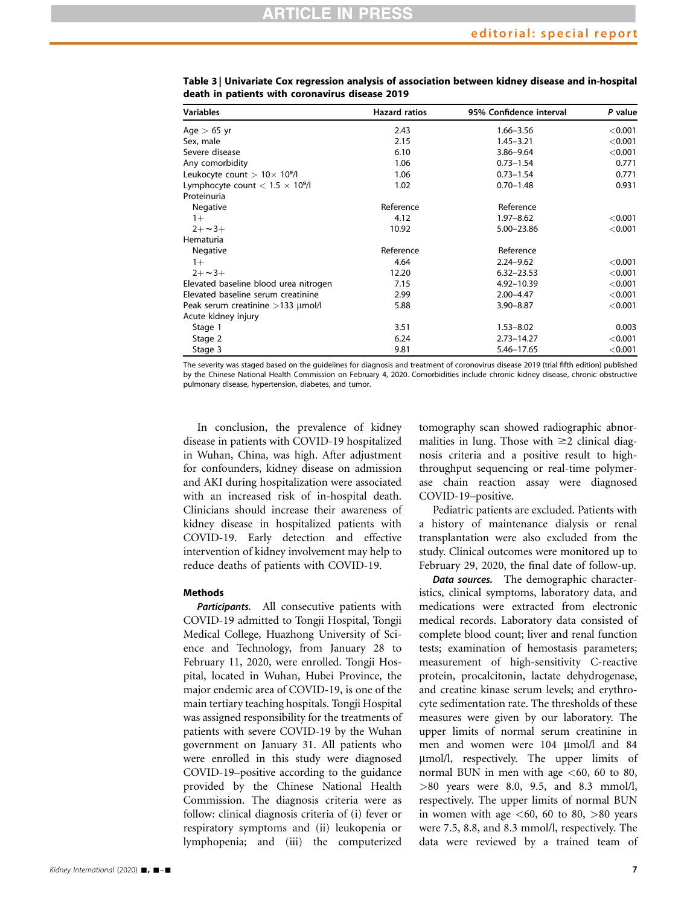**Table 3 | Univariate Cox regression analysis of association between kidney disease and in-hospital death in patients with coronavirus disease 2019**

| Variables | Hazard ratios | 95% Confidence interval | *P* value |
|---|---|---|---|
| Age > 65 yr | 2.43 | 1.66–3.56 | <0.001 |
| Sex, male | 2.15 | 1.45–3.21 | <0.001 |
| Severe disease | 6.10 | 3.86–9.64 | <0.001 |
| Any comorbidity | 1.06 | 0.73–1.54 | 0.771 |
| Leukocyte count > $10\times 10^9$/l | 1.06 | 0.73–1.54 | 0.771 |
| Lymphocyte count < $1.5 \times 10^9$/l | 1.02 | 0.70–1.48 | 0.931 |
| Proteinuria | | | |
| Negative | Reference | Reference | |
| 1+ | 4.12 | 1.97–8.62 | <0.001 |
| 2+∼3+ | 10.92 | 5.00–23.86 | <0.001 |
| Hematuria | | | |
| Negative | Reference | Reference | |
| 1+ | 4.64 | 2.24–9.62 | <0.001 |
| 2+∼3+ | 12.20 | 6.32–23.53 | <0.001 |
| Elevated baseline blood urea nitrogen | 7.15 | 4.92–10.39 | <0.001 |
| Elevated baseline serum creatinine | 2.99 | 2.00–4.47 | <0.001 |
| Peak serum creatinine >133 μmol/l | 5.88 | 3.90–8.87 | <0.001 |
| Acute kidney injury | | | |
| Stage 1 | 3.51 | 1.53–8.02 | 0.003 |
| Stage 2 | 6.24 | 2.73–14.27 | <0.001 |
| Stage 3 | 9.81 | 5.46–17.65 | <0.001 |

The severity was staged based on the guidelines for diagnosis and treatment of coronavirus disease 2019 (trial fifth edition) published by the Chinese National Health Commission on February 4, 2020. Comorbidities include chronic kidney disease, chronic obstructive pulmonary disease, hypertension, diabetes, and tumor.

In conclusion, the prevalence of kidney disease in patients with COVID-19 hospitalized in Wuhan, China, was high. After adjustment for confounders, kidney disease on admission and AKI during hospitalization were associated with an increased risk of in-hospital death. Clinicians should increase their awareness of kidney disease in hospitalized patients with COVID-19. Early detection and effective intervention of kidney involvement may help to reduce deaths of patients with COVID-19.

### Methods

***Participants.*** All consecutive patients with COVID-19 admitted to Tongji Hospital, Tongji Medical College, Huazhong University of Science and Technology, from January 28 to February 11, 2020, were enrolled. Tongji Hospital, located in Wuhan, Hubei Province, the major endemic area of COVID-19, is one of the main tertiary teaching hospitals. Tongji Hospital was assigned responsibility for the treatments of patients with severe COVID-19 by the Wuhan government on January 31. All patients who were enrolled in this study were diagnosed COVID-19–positive according to the guidance provided by the Chinese National Health Commission. The diagnosis criteria were as follow: clinical diagnosis criteria of (i) fever or respiratory symptoms and (ii) leukopenia or lymphopenia; and (iii) the computerized tomography scan showed radiographic abnormalities in lung. Those with ≥2 clinical diagnosis criteria and a positive result to high-throughput sequencing or real-time polymerase chain reaction assay were diagnosed COVID-19–positive.

Pediatric patients are excluded. Patients with a history of maintenance dialysis or renal transplantation were also excluded from the study. Clinical outcomes were monitored up to February 29, 2020, the final date of follow-up.

***Data sources.*** The demographic characteristics, clinical symptoms, laboratory data, and medications were extracted from electronic medical records. Laboratory data consisted of complete blood count; liver and renal function tests; examination of hemostasis parameters; measurement of high-sensitivity C-reactive protein, procalcitonin, lactate dehydrogenase, and creatine kinase serum levels; and erythrocyte sedimentation rate. The thresholds of these measures were given by our laboratory. The upper limits of normal serum creatinine in men and women were 104 μmol/l and 84 μmol/l, respectively. The upper limits of normal BUN in men with age <60, 60 to 80, >80 years were 8.0, 9.5, and 8.3 mmol/l, respectively. The upper limits of normal BUN in women with age <60, 60 to 80, >80 years were 7.5, 8.8, and 8.3 mmol/l, respectively. The data were reviewed by a trained team of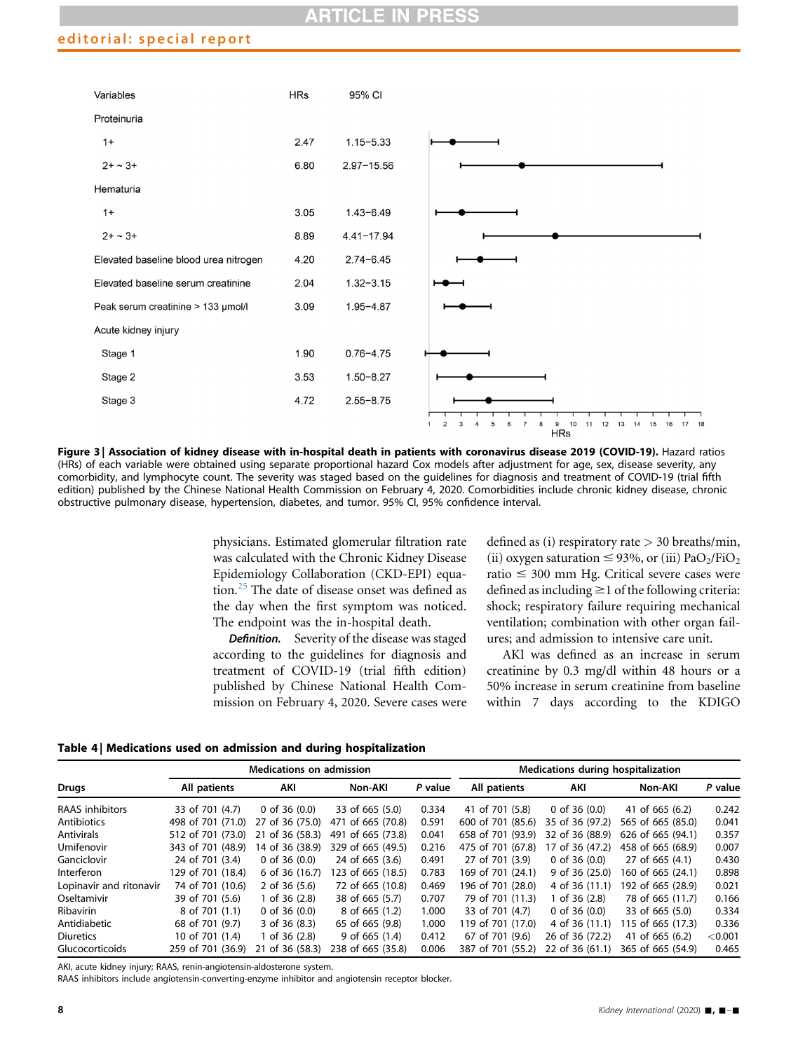| Variables | HRs | 95% CI |
|---|---|---|
| Proteinuria | | |
| 1+ | 2.47 | 1.15–5.33 |
| 2+ ~ 3+ | 6.80 | 2.97–15.56 |
| Hematuria | | |
| 1+ | 3.05 | 1.43–6.49 |
| 2+ ~ 3+ | 8.89 | 4.41–17.94 |
| Elevated baseline blood urea nitrogen | 4.20 | 2.74–6.45 |
| Elevated baseline serum creatinine | 2.04 | 1.32–3.15 |
| Peak serum creatinine > 133 μmol/l | 3.09 | 1.95–4.87 |
| Acute kidney injury | | |
| Stage 1 | 1.90 | 0.76–4.75 |
| Stage 2 | 3.53 | 1.50–8.27 |
| Stage 3 | 4.72 | 2.55–8.75 |

**Figure 3 | Association of kidney disease with in-hospital death in patients with coronavirus disease 2019 (COVID-19).** Hazard ratios (HRs) of each variable were obtained using separate proportional hazard Cox models after adjustment for age, sex, disease severity, any comorbidity, and lymphocyte count. The severity was staged based on the guidelines for diagnosis and treatment of COVID-19 (trial fifth edition) published by the Chinese National Health Commission on February 4, 2020. Comorbidities include chronic kidney disease, chronic obstructive pulmonary disease, hypertension, diabetes, and tumor. 95% CI, 95% confidence interval.

physicians. Estimated glomerular filtration rate was calculated with the Chronic Kidney Disease Epidemiology Collaboration (CKD-EPI) equation.[25] The date of disease onset was defined as the day when the first symptom was noticed. The endpoint was the in-hospital death.

***Definition.*** Severity of the disease was staged according to the guidelines for diagnosis and treatment of COVID-19 (trial fifth edition) published by Chinese National Health Commission on February 4, 2020. Severe cases were defined as (i) respiratory rate > 30 breaths/min, (ii) oxygen saturation ≤ 93%, or (iii) $PaO_2/FiO_2$ ratio ≤ 300 mm Hg. Critical severe cases were defined as including ≥1 of the following criteria: shock; respiratory failure requiring mechanical ventilation; combination with other organ failures; and admission to intensive care unit.

AKI was defined as an increase in serum creatinine by 0.3 mg/dl within 48 hours or a 50% increase in serum creatinine from baseline within 7 days according to the KDIGO

**Table 4 | Medications used on admission and during hospitalization**

| | Medications on admission | | | | Medications during hospitalization | | | |
|---|---|---|---|---|---|---|---|---|
| Drugs | All patients | AKI | Non-AKI | *P* value | All patients | AKI | Non-AKI | *P* value |
| RAAS inhibitors | 33 of 701 (4.7) | 0 of 36 (0.0) | 33 of 665 (5.0) | 0.334 | 41 of 701 (5.8) | 0 of 36 (0.0) | 41 of 665 (6.2) | 0.242 |
| Antibiotics | 498 of 701 (71.0) | 27 of 36 (75.0) | 471 of 665 (70.8) | 0.591 | 600 of 701 (85.6) | 35 of 36 (97.2) | 565 of 665 (85.0) | 0.041 |
| Antivirals | 512 of 701 (73.0) | 21 of 36 (58.3) | 491 of 665 (73.8) | 0.041 | 658 of 701 (93.9) | 32 of 36 (88.9) | 626 of 665 (94.1) | 0.357 |
| Umifenovir | 343 of 701 (48.9) | 14 of 36 (38.9) | 329 of 665 (49.5) | 0.216 | 475 of 701 (67.8) | 17 of 36 (47.2) | 458 of 665 (68.9) | 0.007 |
| Ganciclovir | 24 of 701 (3.4) | 0 of 36 (0.0) | 24 of 665 (3.6) | 0.491 | 27 of 701 (3.9) | 0 of 36 (0.0) | 27 of 665 (4.1) | 0.430 |
| Interferon | 129 of 701 (18.4) | 6 of 36 (16.7) | 123 of 665 (18.5) | 0.783 | 169 of 701 (24.1) | 9 of 36 (25.0) | 160 of 665 (24.1) | 0.898 |
| Lopinavir and ritonavir | 74 of 701 (10.6) | 2 of 36 (5.6) | 72 of 665 (10.8) | 0.469 | 196 of 701 (28.0) | 4 of 36 (11.1) | 192 of 665 (28.9) | 0.021 |
| Oseltamivir | 39 of 701 (5.6) | 1 of 36 (2.8) | 38 of 665 (5.7) | 0.707 | 79 of 701 (11.3) | 1 of 36 (2.8) | 78 of 665 (11.7) | 0.166 |
| Ribavirin | 8 of 701 (1.1) | 0 of 36 (0.0) | 8 of 665 (1.2) | 1.000 | 33 of 701 (4.7) | 0 of 36 (0.0) | 33 of 665 (5.0) | 0.334 |
| Antidiabetic | 68 of 701 (9.7) | 3 of 36 (8.3) | 65 of 665 (9.8) | 1.000 | 119 of 701 (17.0) | 4 of 36 (11.1) | 115 of 665 (17.3) | 0.336 |
| Diuretics | 10 of 701 (1.4) | 1 of 36 (2.8) | 9 of 665 (1.4) | 0.412 | 67 of 701 (9.6) | 26 of 36 (72.2) | 41 of 665 (6.2) | <0.001 |
| Glucocorticoids | 259 of 701 (36.9) | 21 of 36 (58.3) | 238 of 665 (35.8) | 0.006 | 387 of 701 (55.2) | 22 of 36 (61.1) | 365 of 665 (54.9) | 0.465 |

AKI, acute kidney injury; RAAS, renin-angiotensin-aldosterone system.

RAAS inhibitors include angiotensin-converting-enzyme inhibitor and angiotensin receptor blocker.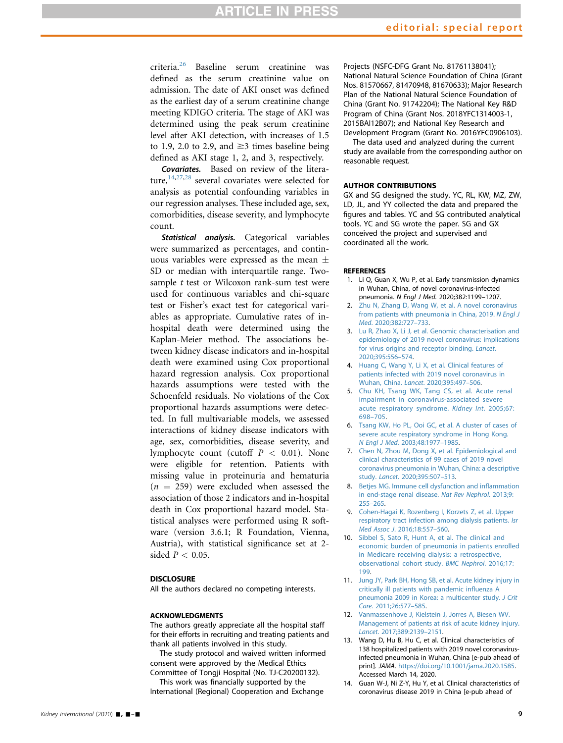criteria.[26] Baseline serum creatinine was defined as the serum creatinine value on admission. The date of AKI onset was defined as the earliest day of a serum creatinine change meeting KDIGO criteria. The stage of AKI was determined using the peak serum creatinine level after AKI detection, with increases of 1.5 to 1.9, 2.0 to 2.9, and ≥3 times baseline being defined as AKI stage 1, 2, and 3, respectively.

***Covariates.*** Based on review of the literature,[14,27,28] several covariates were selected for analysis as potential confounding variables in our regression analyses. These included age, sex, comorbidities, disease severity, and lymphocyte count.

***Statistical analysis.*** Categorical variables were summarized as percentages, and continuous variables were expressed as the mean $\pm$ SD or median with interquartile range. Two-sample $t$ test or Wilcoxon rank-sum test were used for continuous variables and chi-square test or Fisher's exact test for categorical variables as appropriate. Cumulative rates of in-hospital death were determined using the Kaplan-Meier method. The associations between kidney disease indicators and in-hospital death were examined using Cox proportional hazard regression analysis. Cox proportional hazards assumptions were tested with the Schoenfeld residuals. No violations of the Cox proportional hazards assumptions were detected. In full multivariable models, we assessed interactions of kidney disease indicators with age, sex, comorbidities, disease severity, and lymphocyte count (cutoff $P < 0.01$). None were eligible for retention. Patients with missing value in proteinuria and hematuria ($n = 259$) were excluded when assessed the association of those 2 indicators and in-hospital death in Cox proportional hazard model. Statistical analyses were performed using R software (version 3.6.1; R Foundation, Vienna, Austria), with statistical significance set at 2-sided $P < 0.05$.

## DISCLOSURE

All the authors declared no competing interests.

## ACKNOWLEDGMENTS

The authors greatly appreciate all the hospital staff for their efforts in recruiting and treating patients and thank all patients involved in this study.

The study protocol and waived written informed consent were approved by the Medical Ethics Committee of Tongji Hospital (No. TJ-C20200132).

This work was financially supported by the International (Regional) Cooperation and Exchange Projects (NSFC-DFG Grant No. 81761138041); National Natural Science Foundation of China (Grant Nos. 81570667, 81470948, 81670633); Major Research Plan of the National Natural Science Foundation of China (Grant No. 91742204); The National Key R&D Program of China (Grant Nos. 2018YFC1314003-1, 2015BAI12B07); and National Key Research and Development Program (Grant No. 2016YFC0906103).

The data used and analyzed during the current study are available from the corresponding author on reasonable request.

## AUTHOR CONTRIBUTIONS

GX and SG designed the study. YC, RL, KW, MZ, ZW, LD, JL, and YY collected the data and prepared the figures and tables. YC and SG contributed analytical tools. YC and SG wrote the paper. SG and GX conceived the project and supervised and coordinated all the work.

## REFERENCES

1. Li Q, Guan X, Wu P, et al. Early transmission dynamics in Wuhan, China, of novel coronavirus-infected pneumonia. *N Engl J Med*. 2020;382:1199–1207.
2. Zhu N, Zhang D, Wang W, et al. A novel coronavirus from patients with pneumonia in China, 2019. *N Engl J Med*. 2020;382:727–733.
3. Lu R, Zhao X, Li J, et al. Genomic characterisation and epidemiology of 2019 novel coronavirus: implications for virus origins and receptor binding. *Lancet*. 2020;395:556–574.
4. Huang C, Wang Y, Li X, et al. Clinical features of patients infected with 2019 novel coronavirus in Wuhan, China. *Lancet*. 2020;395:497–506.
5. Chu KH, Tsang WK, Tang CS, et al. Acute renal impairment in coronavirus-associated severe acute respiratory syndrome. *Kidney Int*. 2005;67:698–705.
6. Tsang KW, Ho PL, Ooi GC, et al. A cluster of cases of severe acute respiratory syndrome in Hong Kong. *N Engl J Med*. 2003;48:1977–1985.
7. Chen N, Zhou M, Dong X, et al. Epidemiological and clinical characteristics of 99 cases of 2019 novel coronavirus pneumonia in Wuhan, China: a descriptive study. *Lancet*. 2020;395:507–513.
8. Betjes MG. Immune cell dysfunction and inflammation in end-stage renal disease. *Nat Rev Nephrol*. 2013;9:255–265.
9. Cohen-Hagai K, Rozenberg I, Korzets Z, et al. Upper respiratory tract infection among dialysis patients. *Isr Med Assoc J*. 2016;18:557–560.
10. Sibbel S, Sato R, Hunt A, et al. The clinical and economic burden of pneumonia in patients enrolled in Medicare receiving dialysis: a retrospective, observational cohort study. *BMC Nephrol*. 2016;17:199.
11. Jung JY, Park BH, Hong SB, et al. Acute kidney injury in critically ill patients with pandemic influenza A pneumonia 2009 in Korea: a multicenter study. *J Crit Care*. 2011;26:577–585.
12. Vanmassenhove J, Kielstein J, Jorres A, Biesen WV. Management of patients at risk of acute kidney injury. *Lancet*. 2017;389:2139–2151.
13. Wang D, Hu B, Hu C, et al. Clinical characteristics of 138 hospitalized patients with 2019 novel coronavirus-infected pneumonia in Wuhan, China [e-pub ahead of print]. *JAMA*. https://doi.org/10.1001/jama.2020.1585. Accessed March 14, 2020.
14. Guan W-J, Ni Z-Y, Hu Y, et al. Clinical characteristics of coronavirus disease 2019 in China [e-pub ahead of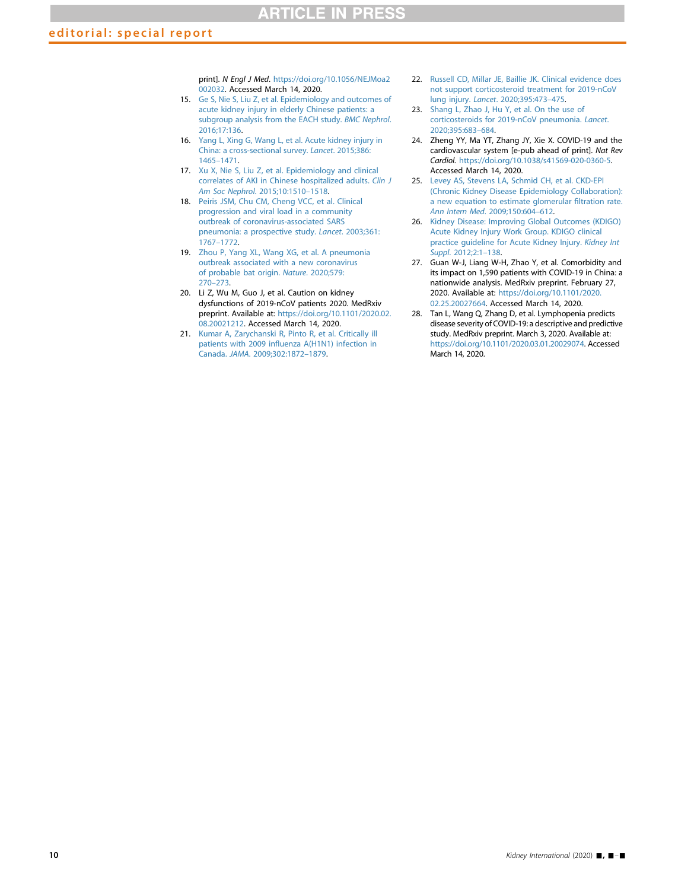print]. *N Engl J Med*. https://doi.org/10.1056/NEJMoa2002032. Accessed March 14, 2020.

15. Ge S, Nie S, Liu Z, et al. Epidemiology and outcomes of acute kidney injury in elderly Chinese patients: a subgroup analysis from the EACH study. *BMC Nephrol*. 2016;17:136.
16. Yang L, Xing G, Wang L, et al. Acute kidney injury in China: a cross-sectional survey. *Lancet*. 2015;386:1465–1471.
17. Xu X, Nie S, Liu Z, et al. Epidemiology and clinical correlates of AKI in Chinese hospitalized adults. *Clin J Am Soc Nephrol*. 2015;10:1510–1518.
18. Peiris JSM, Chu CM, Cheng VCC, et al. Clinical progression and viral load in a community outbreak of coronavirus-associated SARS pneumonia: a prospective study. *Lancet*. 2003;361:1767–1772.
19. Zhou P, Yang XL, Wang XG, et al. A pneumonia outbreak associated with a new coronavirus of probable bat origin. *Nature*. 2020;579:270–273.
20. Li Z, Wu M, Guo J, et al. Caution on kidney dysfunctions of 2019-nCoV patients 2020. MedRxiv preprint. Available at: https://doi.org/10.1101/2020.02.08.20021212. Accessed March 14, 2020.
21. Kumar A, Zarychanski R, Pinto R, et al. Critically ill patients with 2009 influenza A(H1N1) infection in Canada. *JAMA*. 2009;302:1872–1879.
22. Russell CD, Millar JE, Baillie JK. Clinical evidence does not support corticosteroid treatment for 2019-nCoV lung injury. *Lancet*. 2020;395:473–475.
23. Shang L, Zhao J, Hu Y, et al. On the use of corticosteroids for 2019-nCoV pneumonia. *Lancet*. 2020;395:683–684.
24. Zheng YY, Ma YT, Zhang JY, Xie X. COVID-19 and the cardiovascular system [e-pub ahead of print]. *Nat Rev Cardiol*. https://doi.org/10.1038/s41569-020-0360-5. Accessed March 14, 2020.
25. Levey AS, Stevens LA, Schmid CH, et al. CKD-EPI (Chronic Kidney Disease Epidemiology Collaboration): a new equation to estimate glomerular filtration rate. *Ann Intern Med*. 2009;150:604–612.
26. Kidney Disease: Improving Global Outcomes (KDIGO) Acute Kidney Injury Work Group. KDIGO clinical practice guideline for Acute Kidney Injury. *Kidney Int Suppl*. 2012;2:1–138.
27. Guan W-J, Liang W-H, Zhao Y, et al. Comorbidity and its impact on 1,590 patients with COVID-19 in China: a nationwide analysis. MedRxiv preprint. February 27, 2020. Available at: https://doi.org/10.1101/2020.02.25.20027664. Accessed March 14, 2020.
28. Tan L, Wang Q, Zhang D, et al. Lymphopenia predicts disease severity of COVID-19: a descriptive and predictive study. MedRxiv preprint. March 3, 2020. Available at: https://doi.org/10.1101/2020.03.01.20029074. Accessed March 14, 2020.